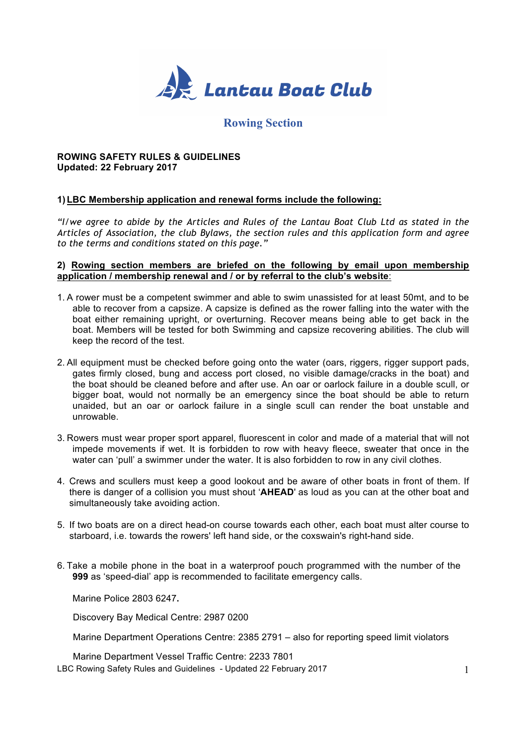# Lantau Boat Club

## Rowing Section

**ROWING SAFETY RULES & GUIDELINES**
**Updated: 22 February 2017**

### 1) LBC Membership application and renewal forms include the following:

*"I/we agree to abide by the Articles and Rules of the Lantau Boat Club Ltd as stated in the Articles of Association, the club Bylaws, the section rules and this application form and agree to the terms and conditions stated on this page."*

### 2) Rowing section members are briefed on the following by email upon membership application / membership renewal and / or by referral to the club's website:

1. A rower must be a competent swimmer and able to swim unassisted for at least 50mt, and to be able to recover from a capsize. A capsize is defined as the rower falling into the water with the boat either remaining upright, or overturning. Recover means being able to get back in the boat. Members will be tested for both Swimming and capsize recovering abilities. The club will keep the record of the test.

2. All equipment must be checked before going onto the water (oars, riggers, rigger support pads, gates firmly closed, bung and access port closed, no visible damage/cracks in the boat) and the boat should be cleaned before and after use. An oar or oarlock failure in a double scull, or bigger boat, would not normally be an emergency since the boat should be able to return unaided, but an oar or oarlock failure in a single scull can render the boat unstable and unrowable.

3. Rowers must wear proper sport apparel, fluorescent in color and made of a material that will not impede movements if wet. It is forbidden to row with heavy fleece, sweater that once in the water can 'pull' a swimmer under the water. It is also forbidden to row in any civil clothes.

4. Crews and scullers must keep a good lookout and be aware of other boats in front of them. If there is danger of a collision you must shout '**AHEAD**' as loud as you can at the other boat and simultaneously take avoiding action.

5. If two boats are on a direct head-on course towards each other, each boat must alter course to starboard, i.e. towards the rowers' left hand side, or the coxswain's right-hand side.

6. Take a mobile phone in the boat in a waterproof pouch programmed with the number of the **999** as 'speed-dial' app is recommended to facilitate emergency calls.

   Marine Police 2803 6247**.**

   Discovery Bay Medical Centre: 2987 0200

   Marine Department Operations Centre: 2385 2791 – also for reporting speed limit violators

   Marine Department Vessel Traffic Centre: 2233 7801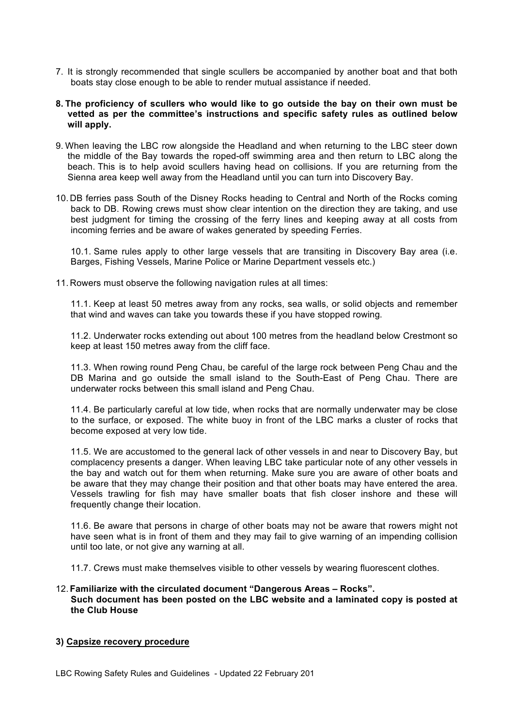7. It is strongly recommended that single scullers be accompanied by another boat and that both boats stay close enough to be able to render mutual assistance if needed.

8. **The proficiency of scullers who would like to go outside the bay on their own must be vetted as per the committee's instructions and specific safety rules as outlined below will apply.**

9. When leaving the LBC row alongside the Headland and when returning to the LBC steer down the middle of the Bay towards the roped-off swimming area and then return to LBC along the beach. This is to help avoid scullers having head on collisions. If you are returning from the Sienna area keep well away from the Headland until you can turn into Discovery Bay.

10. DB ferries pass South of the Disney Rocks heading to Central and North of the Rocks coming back to DB. Rowing crews must show clear intention on the direction they are taking, and use best judgment for timing the crossing of the ferry lines and keeping away at all costs from incoming ferries and be aware of wakes generated by speeding Ferries.

    10.1. Same rules apply to other large vessels that are transiting in Discovery Bay area (i.e. Barges, Fishing Vessels, Marine Police or Marine Department vessels etc.)

11. Rowers must observe the following navigation rules at all times:

    11.1. Keep at least 50 metres away from any rocks, sea walls, or solid objects and remember that wind and waves can take you towards these if you have stopped rowing.

    11.2. Underwater rocks extending out about 100 metres from the headland below Crestmont so keep at least 150 metres away from the cliff face.

    11.3. When rowing round Peng Chau, be careful of the large rock between Peng Chau and the DB Marina and go outside the small island to the South-East of Peng Chau. There are underwater rocks between this small island and Peng Chau.

    11.4. Be particularly careful at low tide, when rocks that are normally underwater may be close to the surface, or exposed. The white buoy in front of the LBC marks a cluster of rocks that become exposed at very low tide.

    11.5. We are accustomed to the general lack of other vessels in and near to Discovery Bay, but complacency presents a danger. When leaving LBC take particular note of any other vessels in the bay and watch out for them when returning. Make sure you are aware of other boats and be aware that they may change their position and that other boats may have entered the area. Vessels trawling for fish may have smaller boats that fish closer inshore and these will frequently change their location.

    11.6. Be aware that persons in charge of other boats may not be aware that rowers might not have seen what is in front of them and they may fail to give warning of an impending collision until too late, or not give any warning at all.

    11.7. Crews must make themselves visible to other vessels by wearing fluorescent clothes.

12. **Familiarize with the circulated document "Dangerous Areas – Rocks".**
    **Such document has been posted on the LBC website and a laminated copy is posted at the Club House**

**3) <u>Capsize recovery procedure</u>**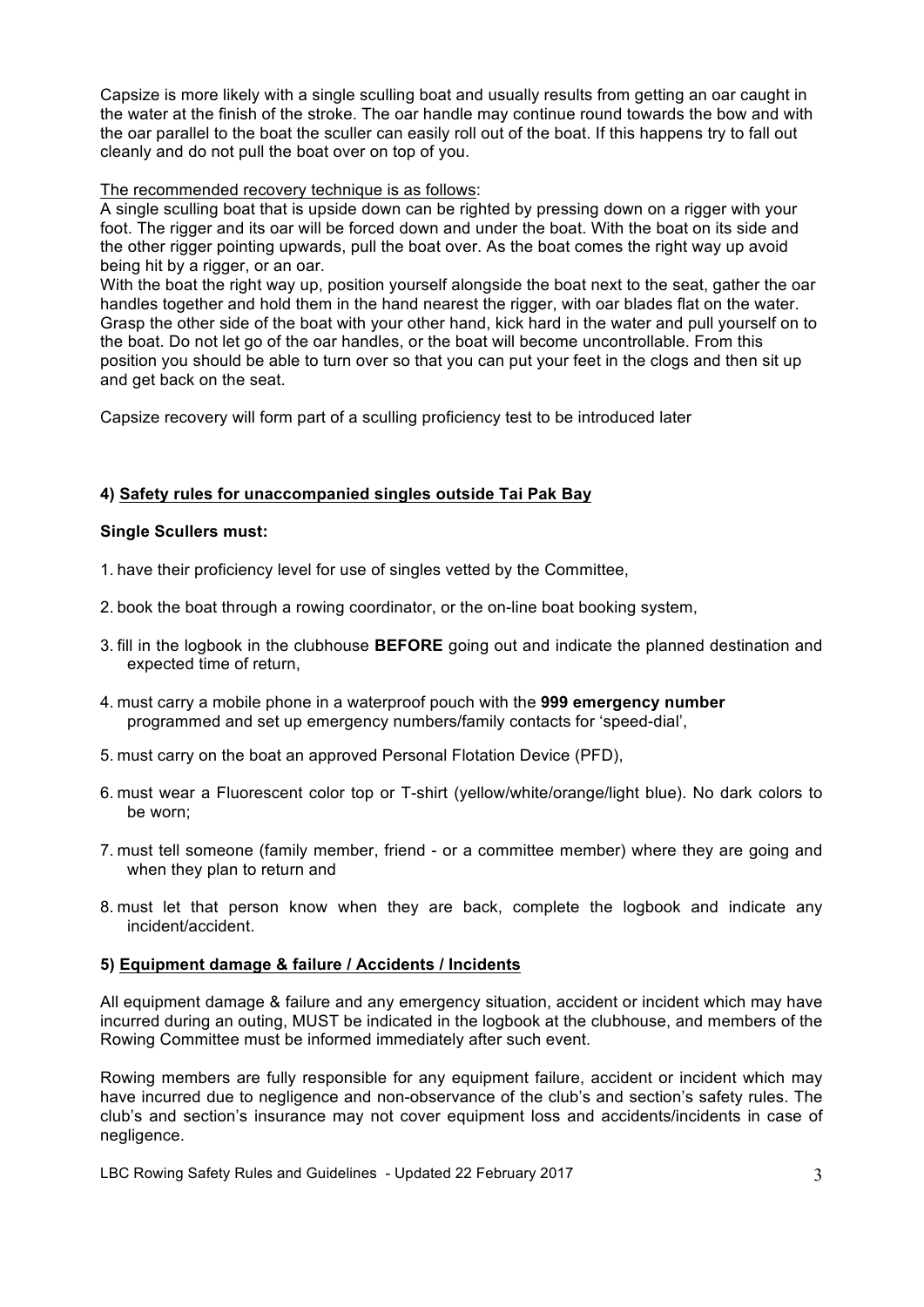Capsize is more likely with a single sculling boat and usually results from getting an oar caught in the water at the finish of the stroke. The oar handle may continue round towards the bow and with the oar parallel to the boat the sculler can easily roll out of the boat. If this happens try to fall out cleanly and do not pull the boat over on top of you.

<u>The recommended recovery technique is as follows</u>:
A single sculling boat that is upside down can be righted by pressing down on a rigger with your foot. The rigger and its oar will be forced down and under the boat. With the boat on its side and the other rigger pointing upwards, pull the boat over. As the boat comes the right way up avoid being hit by a rigger, or an oar.
With the boat the right way up, position yourself alongside the boat next to the seat, gather the oar handles together and hold them in the hand nearest the rigger, with oar blades flat on the water. Grasp the other side of the boat with your other hand, kick hard in the water and pull yourself on to the boat. Do not let go of the oar handles, or the boat will become uncontrollable. From this position you should be able to turn over so that you can put your feet in the clogs and then sit up and get back on the seat.

Capsize recovery will form part of a sculling proficiency test to be introduced later

### 4) <u>Safety rules for unaccompanied singles outside Tai Pak Bay</u>

**Single Scullers must:**

1. have their proficiency level for use of singles vetted by the Committee,
2. book the boat through a rowing coordinator, or the on-line boat booking system,
3. fill in the logbook in the clubhouse **BEFORE** going out and indicate the planned destination and expected time of return,
4. must carry a mobile phone in a waterproof pouch with the **999 emergency number** programmed and set up emergency numbers/family contacts for 'speed-dial',
5. must carry on the boat an approved Personal Flotation Device (PFD),
6. must wear a Fluorescent color top or T-shirt (yellow/white/orange/light blue). No dark colors to be worn;
7. must tell someone (family member, friend - or a committee member) where they are going and when they plan to return and
8. must let that person know when they are back, complete the logbook and indicate any incident/accident.

### 5) <u>Equipment damage & failure / Accidents / Incidents</u>

All equipment damage & failure and any emergency situation, accident or incident which may have incurred during an outing, MUST be indicated in the logbook at the clubhouse, and members of the Rowing Committee must be informed immediately after such event.

Rowing members are fully responsible for any equipment failure, accident or incident which may have incurred due to negligence and non-observance of the club's and section's safety rules. The club's and section's insurance may not cover equipment loss and accidents/incidents in case of negligence.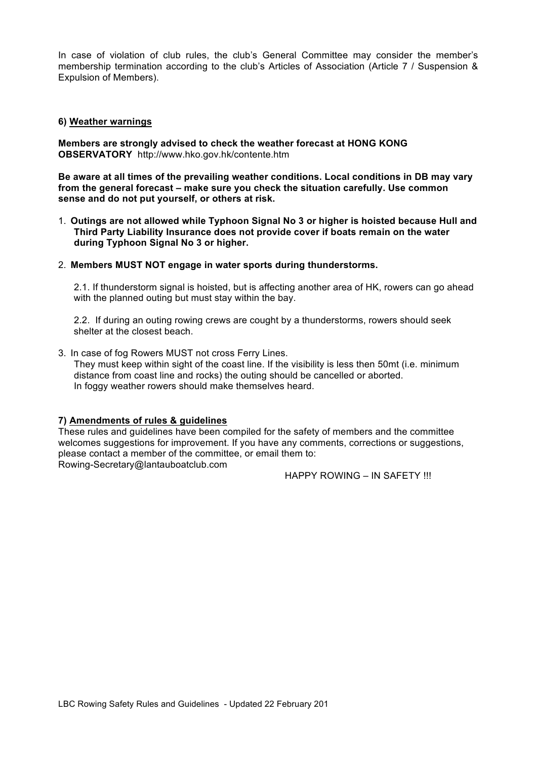In case of violation of club rules, the club's General Committee may consider the member's membership termination according to the club's Articles of Association (Article 7 / Suspension & Expulsion of Members).

## 6) Weather warnings

**Members are strongly advised to check the weather forecast at HONG KONG OBSERVATORY** http://www.hko.gov.hk/contente.htm

**Be aware at all times of the prevailing weather conditions. Local conditions in DB may vary from the general forecast – make sure you check the situation carefully. Use common sense and do not put yourself, or others at risk.**

1. **Outings are not allowed while Typhoon Signal No 3 or higher is hoisted because Hull and Third Party Liability Insurance does not provide cover if boats remain on the water during Typhoon Signal No 3 or higher.**

2. **Members MUST NOT engage in water sports during thunderstorms.**

   2.1. If thunderstorm signal is hoisted, but is affecting another area of HK, rowers can go ahead with the planned outing but must stay within the bay.

   2.2. If during an outing rowing crews are cought by a thunderstorms, rowers should seek shelter at the closest beach.

3. In case of fog Rowers MUST not cross Ferry Lines.
   They must keep within sight of the coast line. If the visibility is less then 50mt (i.e. minimum distance from coast line and rocks) the outing should be cancelled or aborted.
   In foggy weather rowers should make themselves heard.

## 7) Amendments of rules & guidelines

These rules and guidelines have been compiled for the safety of members and the committee welcomes suggestions for improvement. If you have any comments, corrections or suggestions, please contact a member of the committee, or email them to:
Rowing-Secretary@lantauboatclub.com

HAPPY ROWING – IN SAFETY !!!